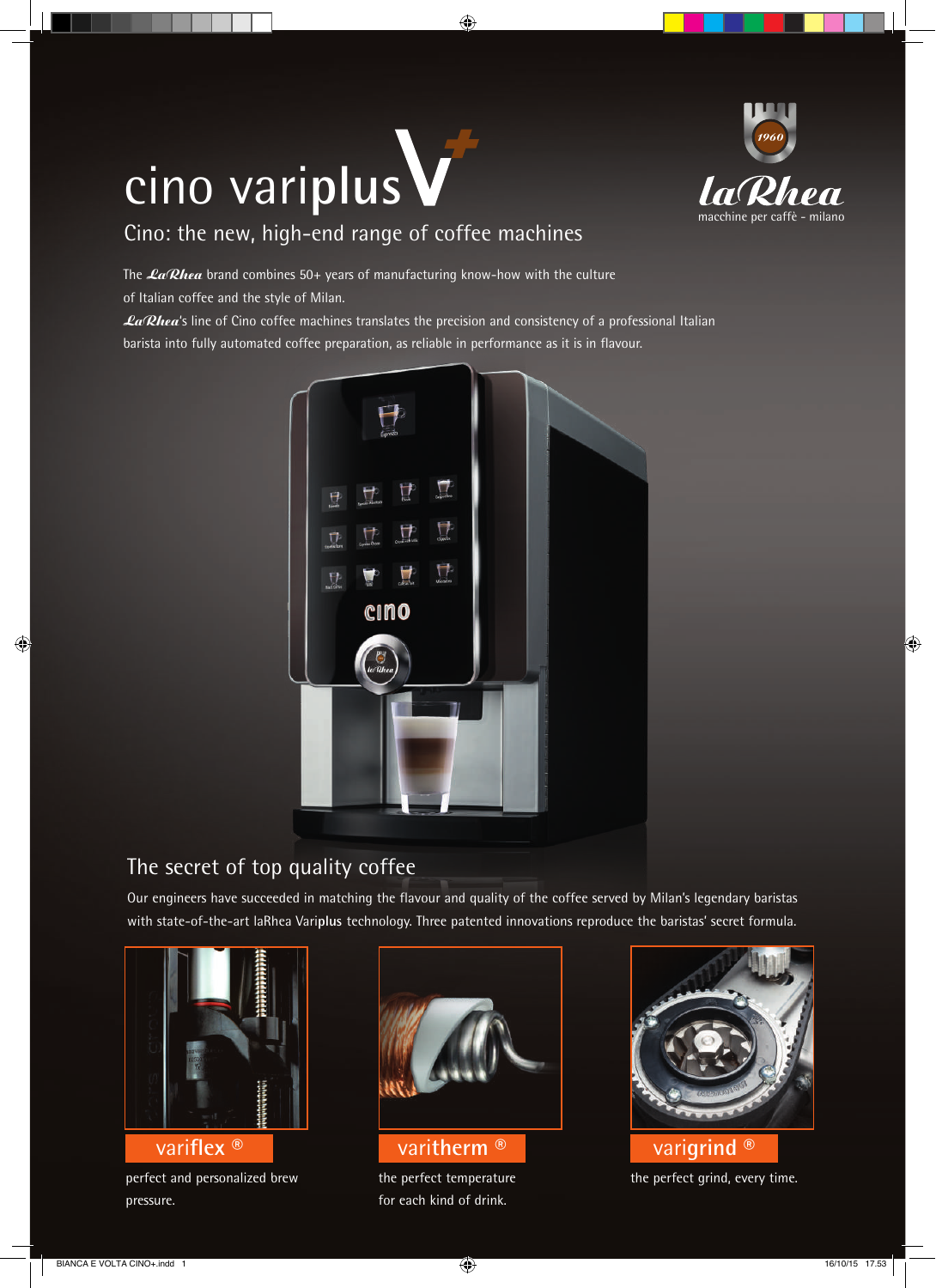# cino variplus V+

Cino: the new, high-end range of coffee machines

laRhea
macchine per caffè - milano

The *LaRhea* brand combines 50+ years of manufacturing know-how with the culture of Italian coffee and the style of Milan.

*LaRhea*'s line of Cino coffee machines translates the precision and consistency of a professional Italian barista into fully automated coffee preparation, as reliable in performance as it is in flavour.

## The secret of top quality coffee

Our engineers have succeeded in matching the flavour and quality of the coffee served by Milan's legendary baristas with state-of-the-art laRhea Vari**plus** technology. Three patented innovations reproduce the baristas' secret formula.

### variflex ®

perfect and personalized brew pressure.

### varitherm ®

the perfect temperature for each kind of drink.

### varigrind ®

the perfect grind, every time.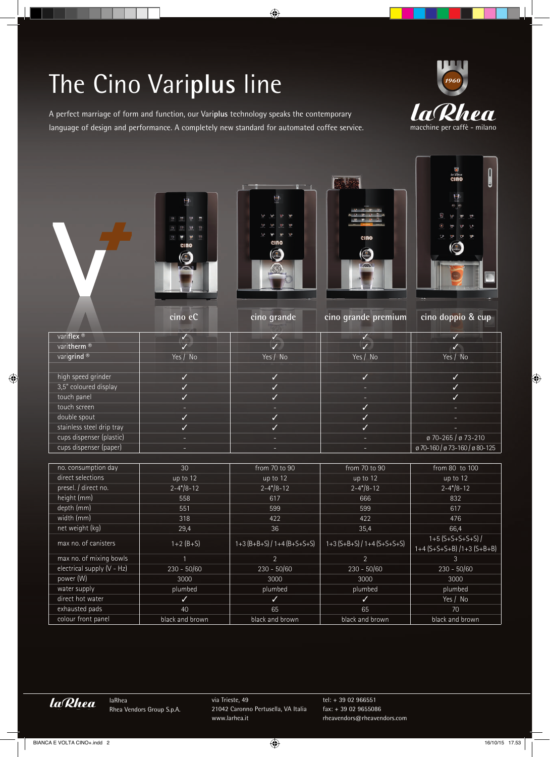# The Cino Variplus line

A perfect marriage of form and function, our Variplus technology speaks the contemporary language of design and performance. A completely new standard for automated coffee service.

laRhea
macchine per caffè - milano

| | cino eC | cino grande | cino grande premium | cino doppio & cup |
|---|---|---|---|---|
| variflex ® | ✓ | ✓ | ✓ | ✓ |
| varitherm ® | ✓ | ✓ | ✓ | ✓ |
| varigrind ® | Yes / No | Yes / No | Yes / No | Yes / No |
| | | | | |
| high speed grinder | ✓ | ✓ | ✓ | ✓ |
| 3,5" coloured display | ✓ | ✓ | - | ✓ |
| touch panel | ✓ | ✓ | - | ✓ |
| touch screen | - | - | ✓ | - |
| double spout | ✓ | ✓ | ✓ | - |
| stainless steel drip tray | ✓ | ✓ | ✓ | - |
| cups dispenser (plastic) | - | - | - | ø 70-265 / ø 73-210 |
| cups dispenser (paper) | - | - | - | ø 70-160 / ø 73-160 / ø 80-125 |

| | | | | |
|---|---|---|---|---|
| no. consumption day | 30 | from 70 to 90 | from 70 to 90 | from 80 to 100 |
| direct selections | up to 12 | up to 12 | up to 12 | up to 12 |
| presel. / direct no. | 2-4*/8-12 | 2-4*/8-12 | 2-4*/8-12 | 2-4*/8-12 |
| height (mm) | 558 | 617 | 666 | 832 |
| depth (mm) | 551 | 599 | 599 | 617 |
| width (mm) | 318 | 422 | 422 | 476 |
| net weight (kg) | 29,4 | 36 | 35,4 | 66,4 |
| max no. of canisters | 1+2 (B+S) | 1+3 (B+B+S) / 1+4 (B+S+S+S) | 1+3 (S+B+S) / 1+4 (S+S+S+S) | 1+5 (S+S+S+S+S) / 1+4 (S+S+S+B) /1+3 (S+B+B) |
| max no. of mixing bowls | 1 | 2 | 2 | 3 |
| electrical supply (V - Hz) | 230 - 50/60 | 230 - 50/60 | 230 - 50/60 | 230 - 50/60 |
| power (W) | 3000 | 3000 | 3000 | 3000 |
| water supply | plumbed | plumbed | plumbed | plumbed |
| direct hot water | ✓ | ✓ | ✓ | Yes / No |
| exhausted pads | 40 | 65 | 65 | 70 |
| colour front panel | black and brown | black and brown | black and brown | black and brown |

laRhea
Rhea Vendors Group S.p.A.

via Trieste, 49
21042 Caronno Pertusella, VA Italia
www.larhea.it

tel: + 39 02 966551
fax: + 39 02 9655086
rheavendors@rheavendors.com